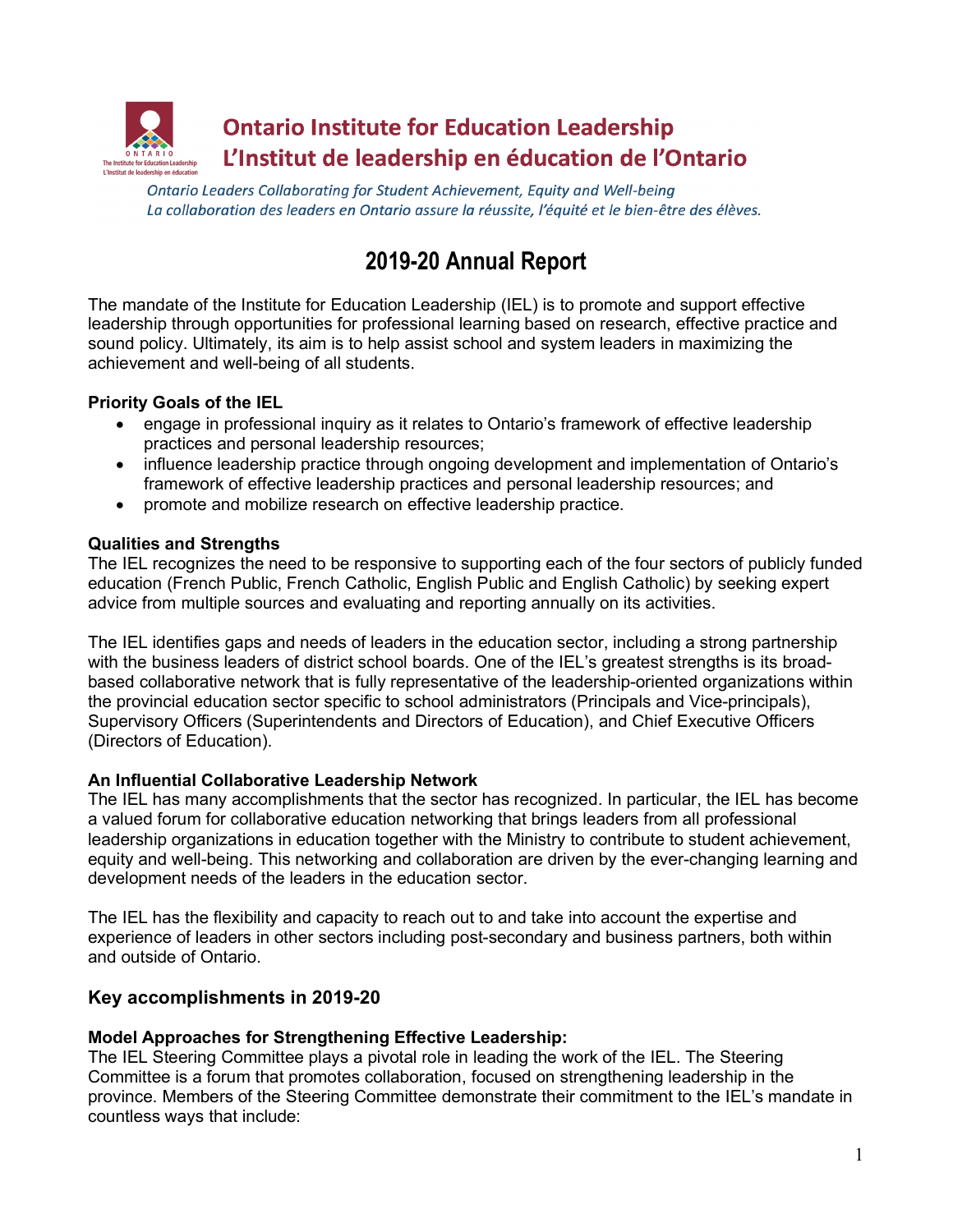**Ontario Institute for Education Leadership**
**L'Institut de leadership en éducation de l'Ontario**

*Ontario Leaders Collaborating for Student Achievement, Equity and Well-being*
*La collaboration des leaders en Ontario assure la réussite, l'équité et le bien-être des élèves.*

# 2019-20 Annual Report

The mandate of the Institute for Education Leadership (IEL) is to promote and support effective leadership through opportunities for professional learning based on research, effective practice and sound policy. Ultimately, its aim is to help assist school and system leaders in maximizing the achievement and well-being of all students.

**Priority Goals of the IEL**

- engage in professional inquiry as it relates to Ontario's framework of effective leadership practices and personal leadership resources;
- influence leadership practice through ongoing development and implementation of Ontario's framework of effective leadership practices and personal leadership resources; and
- promote and mobilize research on effective leadership practice.

**Qualities and Strengths**

The IEL recognizes the need to be responsive to supporting each of the four sectors of publicly funded education (French Public, French Catholic, English Public and English Catholic) by seeking expert advice from multiple sources and evaluating and reporting annually on its activities.

The IEL identifies gaps and needs of leaders in the education sector, including a strong partnership with the business leaders of district school boards. One of the IEL's greatest strengths is its broad-based collaborative network that is fully representative of the leadership-oriented organizations within the provincial education sector specific to school administrators (Principals and Vice-principals), Supervisory Officers (Superintendents and Directors of Education), and Chief Executive Officers (Directors of Education).

**An Influential Collaborative Leadership Network**

The IEL has many accomplishments that the sector has recognized. In particular, the IEL has become a valued forum for collaborative education networking that brings leaders from all professional leadership organizations in education together with the Ministry to contribute to student achievement, equity and well-being. This networking and collaboration are driven by the ever-changing learning and development needs of the leaders in the education sector.

The IEL has the flexibility and capacity to reach out to and take into account the expertise and experience of leaders in other sectors including post-secondary and business partners, both within and outside of Ontario.

## Key accomplishments in 2019-20

**Model Approaches for Strengthening Effective Leadership:**

The IEL Steering Committee plays a pivotal role in leading the work of the IEL. The Steering Committee is a forum that promotes collaboration, focused on strengthening leadership in the province. Members of the Steering Committee demonstrate their commitment to the IEL's mandate in countless ways that include: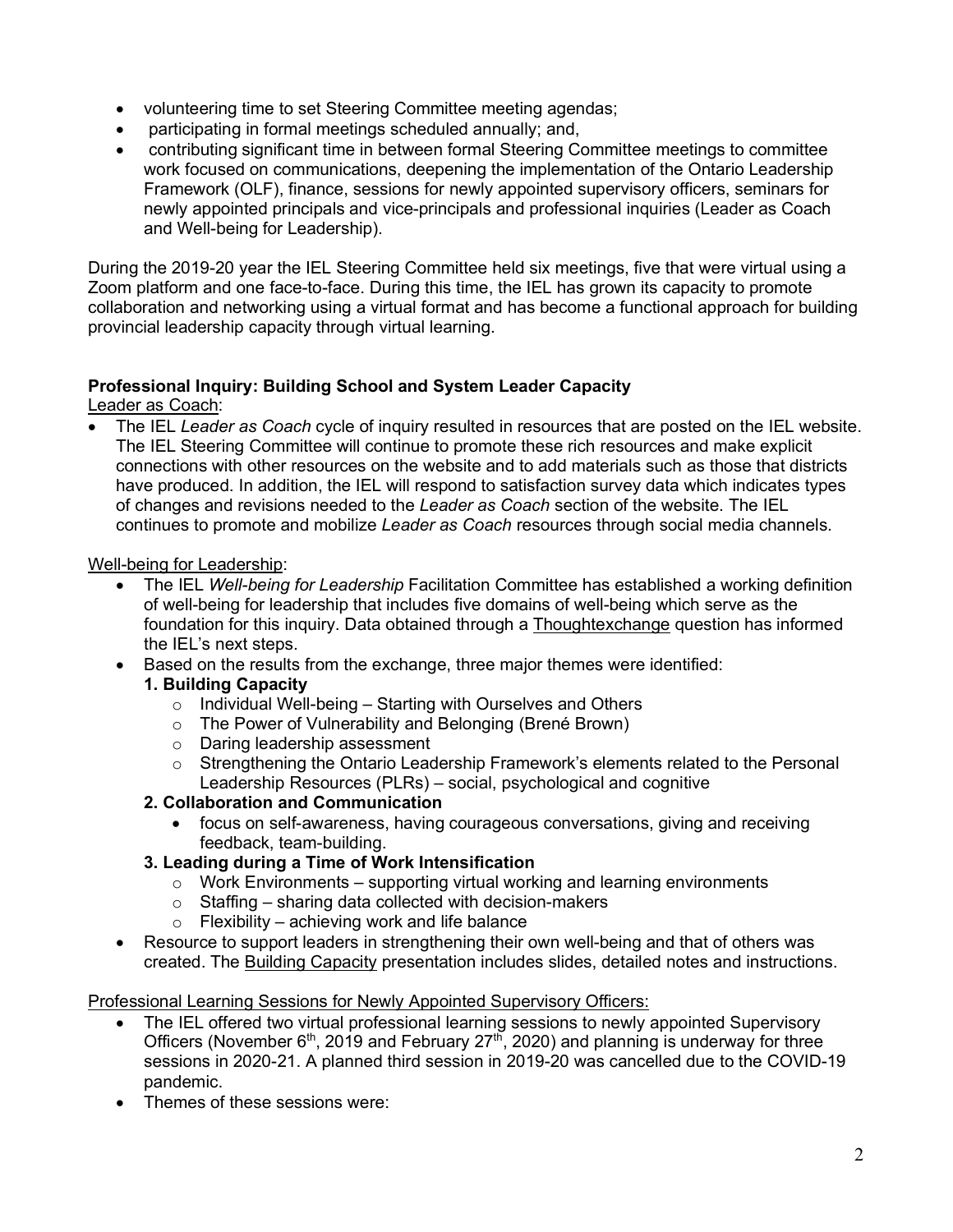- volunteering time to set Steering Committee meeting agendas;
- participating in formal meetings scheduled annually; and,
- contributing significant time in between formal Steering Committee meetings to committee work focused on communications, deepening the implementation of the Ontario Leadership Framework (OLF), finance, sessions for newly appointed supervisory officers, seminars for newly appointed principals and vice-principals and professional inquiries (Leader as Coach and Well-being for Leadership).

During the 2019-20 year the IEL Steering Committee held six meetings, five that were virtual using a Zoom platform and one face-to-face. During this time, the IEL has grown its capacity to promote collaboration and networking using a virtual format and has become a functional approach for building provincial leadership capacity through virtual learning.

**Professional Inquiry: Building School and System Leader Capacity**

Leader as Coach:

- The IEL *Leader as Coach* cycle of inquiry resulted in resources that are posted on the IEL website. The IEL Steering Committee will continue to promote these rich resources and make explicit connections with other resources on the website and to add materials such as those that districts have produced. In addition, the IEL will respond to satisfaction survey data which indicates types of changes and revisions needed to the *Leader as Coach* section of the website. The IEL continues to promote and mobilize *Leader as Coach* resources through social media channels.

Well-being for Leadership:

- The IEL *Well-being for Leadership* Facilitation Committee has established a working definition of well-being for leadership that includes five domains of well-being which serve as the foundation for this inquiry. Data obtained through a Thoughtexchange question has informed the IEL's next steps.
- Based on the results from the exchange, three major themes were identified:
  **1. Building Capacity**
    - Individual Well-being – Starting with Ourselves and Others
    - The Power of Vulnerability and Belonging (Brené Brown)
    - Daring leadership assessment
    - Strengthening the Ontario Leadership Framework's elements related to the Personal Leadership Resources (PLRs) – social, psychological and cognitive

  **2. Collaboration and Communication**
    - focus on self-awareness, having courageous conversations, giving and receiving feedback, team-building.

  **3. Leading during a Time of Work Intensification**
    - Work Environments – supporting virtual working and learning environments
    - Staffing – sharing data collected with decision-makers
    - Flexibility – achieving work and life balance
- Resource to support leaders in strengthening their own well-being and that of others was created. The Building Capacity presentation includes slides, detailed notes and instructions.

Professional Learning Sessions for Newly Appointed Supervisory Officers:

- The IEL offered two virtual professional learning sessions to newly appointed Supervisory Officers (November 6th, 2019 and February 27th, 2020) and planning is underway for three sessions in 2020-21. A planned third session in 2019-20 was cancelled due to the COVID-19 pandemic.
- Themes of these sessions were: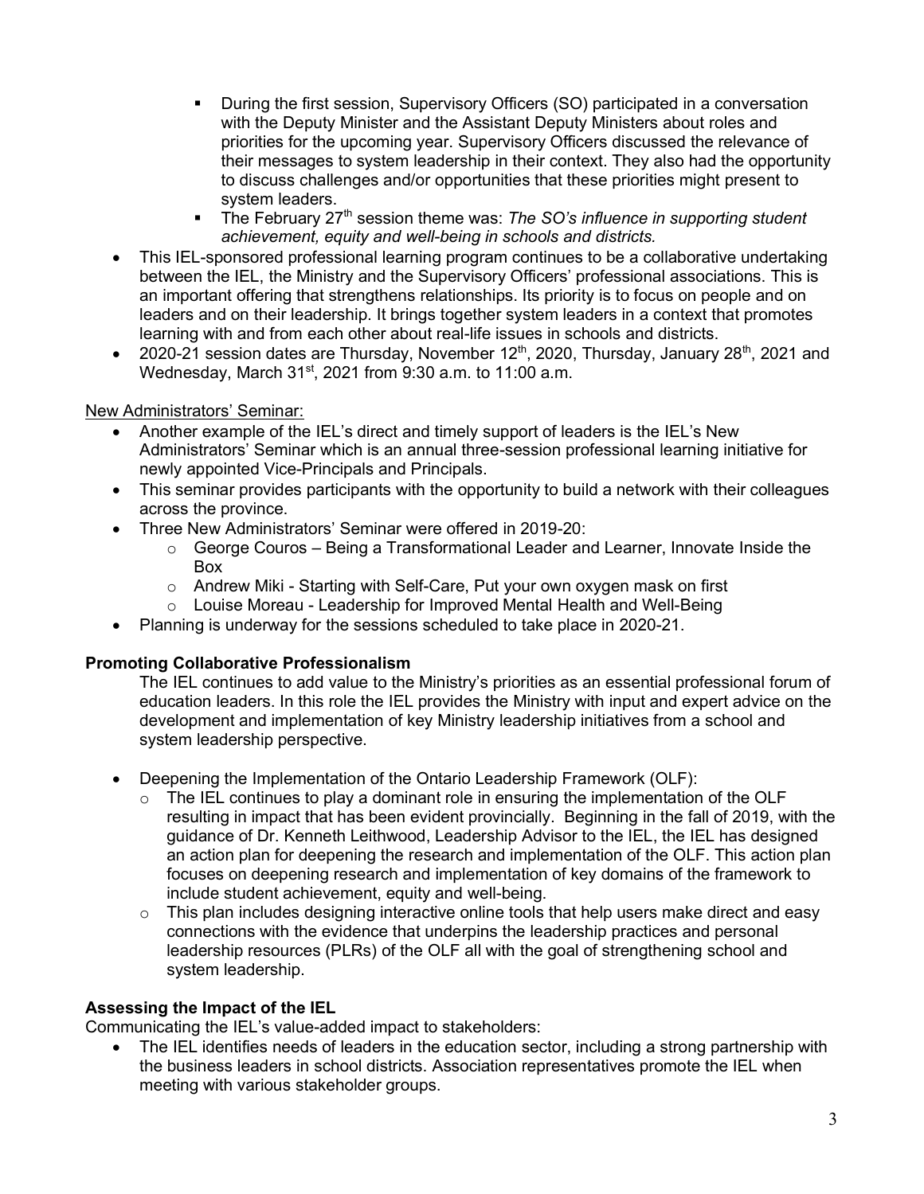- During the first session, Supervisory Officers (SO) participated in a conversation with the Deputy Minister and the Assistant Deputy Ministers about roles and priorities for the upcoming year. Supervisory Officers discussed the relevance of their messages to system leadership in their context. They also had the opportunity to discuss challenges and/or opportunities that these priorities might present to system leaders.
    - The February 27th session theme was: *The SO's influence in supporting student achievement, equity and well-being in schools and districts.*
- This IEL-sponsored professional learning program continues to be a collaborative undertaking between the IEL, the Ministry and the Supervisory Officers' professional associations. This is an important offering that strengthens relationships. Its priority is to focus on people and on leaders and on their leadership. It brings together system leaders in a context that promotes learning with and from each other about real-life issues in schools and districts.
- 2020-21 session dates are Thursday, November 12th, 2020, Thursday, January 28th, 2021 and Wednesday, March 31st, 2021 from 9:30 a.m. to 11:00 a.m.

New Administrators' Seminar:

- Another example of the IEL's direct and timely support of leaders is the IEL's New Administrators' Seminar which is an annual three-session professional learning initiative for newly appointed Vice-Principals and Principals.
- This seminar provides participants with the opportunity to build a network with their colleagues across the province.
- Three New Administrators' Seminar were offered in 2019-20:
    - George Couros – Being a Transformational Leader and Learner, Innovate Inside the Box
    - Andrew Miki - Starting with Self-Care, Put your own oxygen mask on first
    - Louise Moreau - Leadership for Improved Mental Health and Well-Being
- Planning is underway for the sessions scheduled to take place in 2020-21.

**Promoting Collaborative Professionalism**

The IEL continues to add value to the Ministry's priorities as an essential professional forum of education leaders. In this role the IEL provides the Ministry with input and expert advice on the development and implementation of key Ministry leadership initiatives from a school and system leadership perspective.

- Deepening the Implementation of the Ontario Leadership Framework (OLF):
    - The IEL continues to play a dominant role in ensuring the implementation of the OLF resulting in impact that has been evident provincially. Beginning in the fall of 2019, with the guidance of Dr. Kenneth Leithwood, Leadership Advisor to the IEL, the IEL has designed an action plan for deepening the research and implementation of the OLF. This action plan focuses on deepening research and implementation of key domains of the framework to include student achievement, equity and well-being.
    - This plan includes designing interactive online tools that help users make direct and easy connections with the evidence that underpins the leadership practices and personal leadership resources (PLRs) of the OLF all with the goal of strengthening school and system leadership.

**Assessing the Impact of the IEL**

Communicating the IEL's value-added impact to stakeholders:

- The IEL identifies needs of leaders in the education sector, including a strong partnership with the business leaders in school districts. Association representatives promote the IEL when meeting with various stakeholder groups.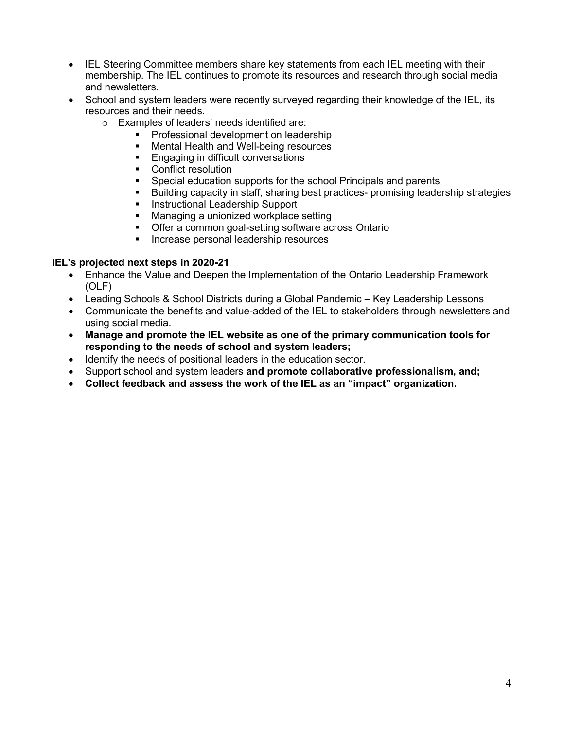- IEL Steering Committee members share key statements from each IEL meeting with their membership. The IEL continues to promote its resources and research through social media and newsletters.
- School and system leaders were recently surveyed regarding their knowledge of the IEL, its resources and their needs.
  - Examples of leaders' needs identified are:
    - Professional development on leadership
    - Mental Health and Well-being resources
    - Engaging in difficult conversations
    - Conflict resolution
    - Special education supports for the school Principals and parents
    - Building capacity in staff, sharing best practices- promising leadership strategies
    - Instructional Leadership Support
    - Managing a unionized workplace setting
    - Offer a common goal-setting software across Ontario
    - Increase personal leadership resources

**IEL's projected next steps in 2020-21**

- Enhance the Value and Deepen the Implementation of the Ontario Leadership Framework (OLF)
- Leading Schools & School Districts during a Global Pandemic – Key Leadership Lessons
- Communicate the benefits and value-added of the IEL to stakeholders through newsletters and using social media.
- **Manage and promote the IEL website as one of the primary communication tools for responding to the needs of school and system leaders;**
- Identify the needs of positional leaders in the education sector.
- Support school and system leaders **and promote collaborative professionalism, and;**
- **Collect feedback and assess the work of the IEL as an "impact" organization.**